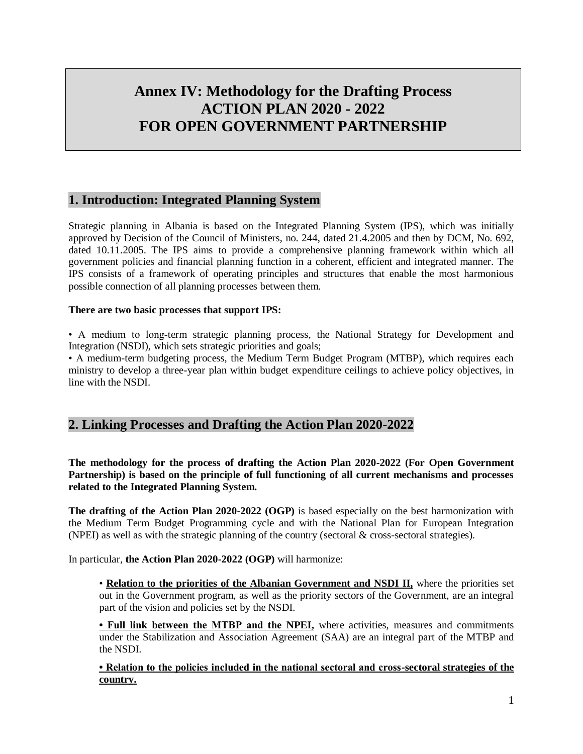# Annex IV: Methodology for the Drafting Process ACTION PLAN 2020 - 2022 FOR OPEN GOVERNMENT PARTNERSHIP

## 1. Introduction: Integrated Planning System

Strategic planning in Albania is based on the Integrated Planning System (IPS), which was initially approved by Decision of the Council of Ministers, no. 244, dated 21.4.2005 and then by DCM, No. 692, dated 10.11.2005. The IPS aims to provide a comprehensive planning framework within which all government policies and financial planning function in a coherent, efficient and integrated manner. The IPS consists of a framework of operating principles and structures that enable the most harmonious possible connection of all planning processes between them.

**There are two basic processes that support IPS:**

• A medium to long-term strategic planning process, the National Strategy for Development and Integration (NSDI), which sets strategic priorities and goals;
• A medium-term budgeting process, the Medium Term Budget Program (MTBP), which requires each ministry to develop a three-year plan within budget expenditure ceilings to achieve policy objectives, in line with the NSDI.

## 2. Linking Processes and Drafting the Action Plan 2020-2022

**The methodology for the process of drafting the Action Plan 2020-2022 (For Open Government Partnership) is based on the principle of full functioning of all current mechanisms and processes related to the Integrated Planning System.**

**The drafting of the Action Plan 2020-2022 (OGP)** is based especially on the best harmonization with the Medium Term Budget Programming cycle and with the National Plan for European Integration (NPEI) as well as with the strategic planning of the country (sectoral & cross-sectoral strategies).

In particular, **the Action Plan 2020-2022 (OGP)** will harmonize:

• **Relation to the priorities of the Albanian Government and NSDI II,** where the priorities set out in the Government program, as well as the priority sectors of the Government, are an integral part of the vision and policies set by the NSDI.

**• Full link between the MTBP and the NPEI,** where activities, measures and commitments under the Stabilization and Association Agreement (SAA) are an integral part of the MTBP and the NSDI.

**• Relation to the policies included in the national sectoral and cross-sectoral strategies of the country.**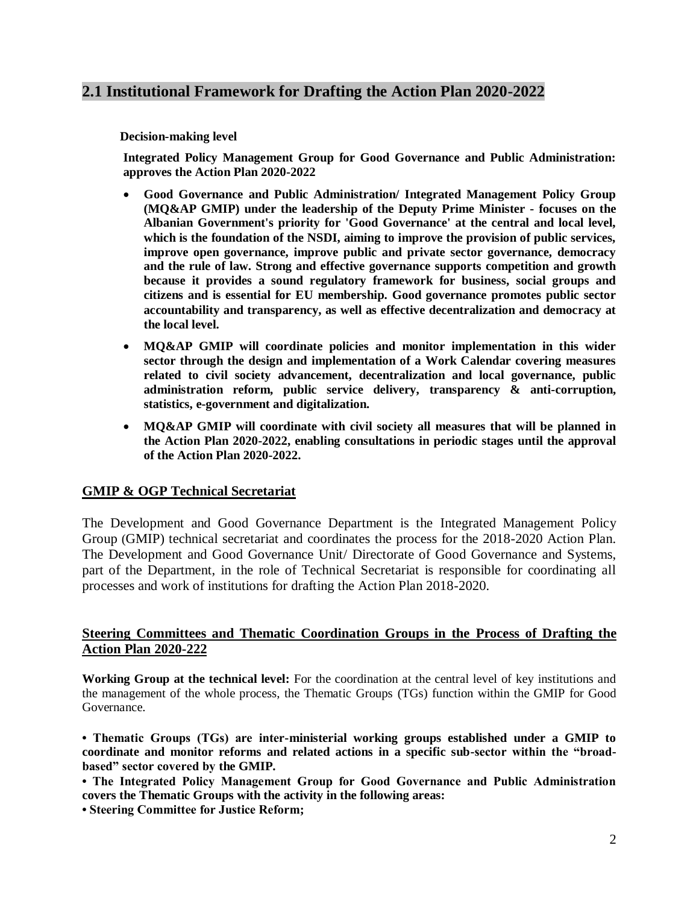## 2.1 Institutional Framework for Drafting the Action Plan 2020-2022

**Decision-making level**

**Integrated Policy Management Group for Good Governance and Public Administration: approves the Action Plan 2020-2022**

- **Good Governance and Public Administration/ Integrated Management Policy Group (MQ&AP GMIP) under the leadership of the Deputy Prime Minister - focuses on the Albanian Government's priority for 'Good Governance' at the central and local level, which is the foundation of the NSDI, aiming to improve the provision of public services, improve open governance, improve public and private sector governance, democracy and the rule of law. Strong and effective governance supports competition and growth because it provides a sound regulatory framework for business, social groups and citizens and is essential for EU membership. Good governance promotes public sector accountability and transparency, as well as effective decentralization and democracy at the local level.**
- **MQ&AP GMIP will coordinate policies and monitor implementation in this wider sector through the design and implementation of a Work Calendar covering measures related to civil society advancement, decentralization and local governance, public administration reform, public service delivery, transparency & anti-corruption, statistics, e-government and digitalization.**
- **MQ&AP GMIP will coordinate with civil society all measures that will be planned in the Action Plan 2020-2022, enabling consultations in periodic stages until the approval of the Action Plan 2020-2022.**

### GMIP & OGP Technical Secretariat

The Development and Good Governance Department is the Integrated Management Policy Group (GMIP) technical secretariat and coordinates the process for the 2018-2020 Action Plan. The Development and Good Governance Unit/ Directorate of Good Governance and Systems, part of the Department, in the role of Technical Secretariat is responsible for coordinating all processes and work of institutions for drafting the Action Plan 2018-2020.

### Steering Committees and Thematic Coordination Groups in the Process of Drafting the Action Plan 2020-222

**Working Group at the technical level:** For the coordination at the central level of key institutions and the management of the whole process, the Thematic Groups (TGs) function within the GMIP for Good Governance.

**• Thematic Groups (TGs) are inter-ministerial working groups established under a GMIP to coordinate and monitor reforms and related actions in a specific sub-sector within the "broad-based" sector covered by the GMIP.**

**• The Integrated Policy Management Group for Good Governance and Public Administration covers the Thematic Groups with the activity in the following areas:**

**• Steering Committee for Justice Reform;**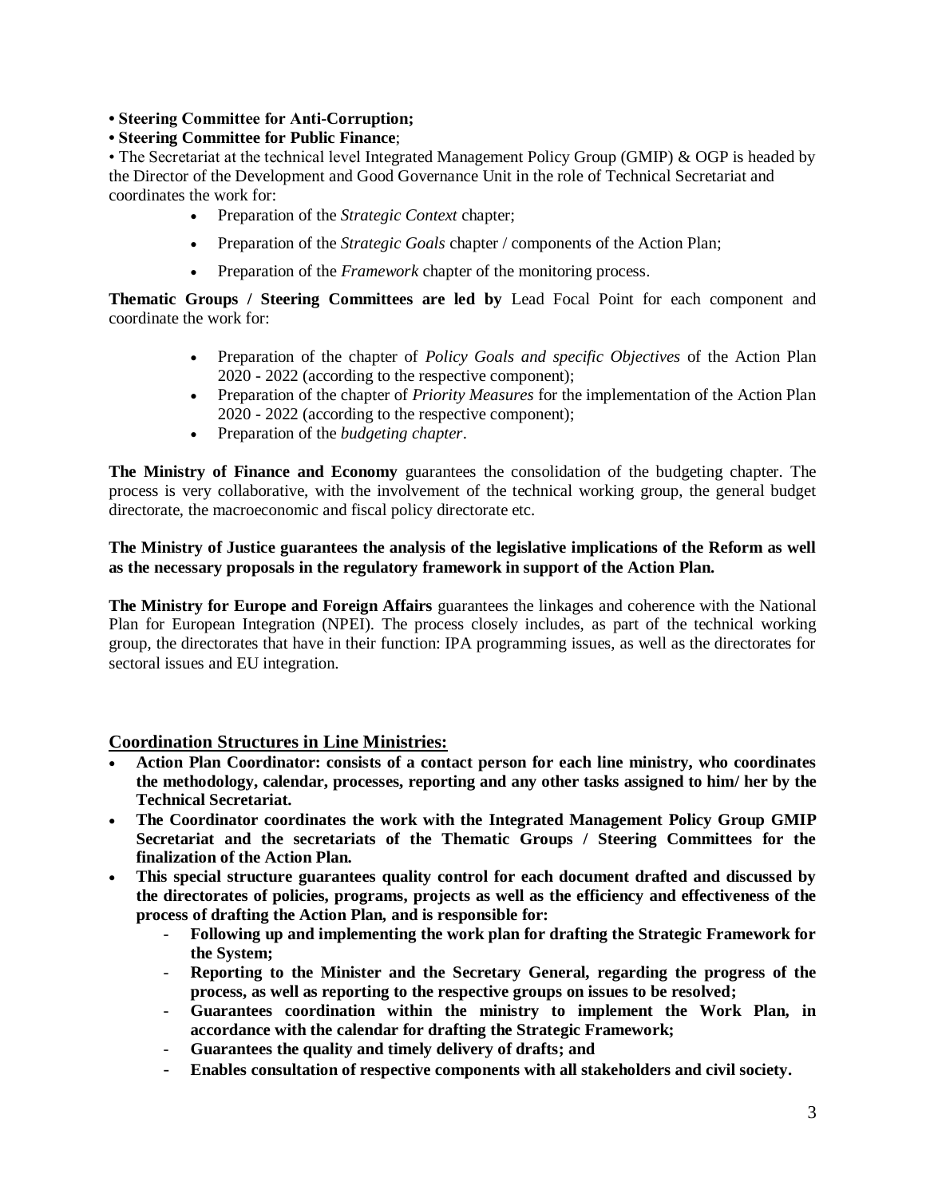- **Steering Committee for Anti-Corruption;**
- **Steering Committee for Public Finance**;
- The Secretariat at the technical level Integrated Management Policy Group (GMIP) & OGP is headed by the Director of the Development and Good Governance Unit in the role of Technical Secretariat and coordinates the work for:
  - Preparation of the *Strategic Context* chapter;
  - Preparation of the *Strategic Goals* chapter / components of the Action Plan;
  - Preparation of the *Framework* chapter of the monitoring process.

**Thematic Groups / Steering Committees are led by** Lead Focal Point for each component and coordinate the work for:

- Preparation of the chapter of *Policy Goals and specific Objectives* of the Action Plan 2020 - 2022 (according to the respective component);
- Preparation of the chapter of *Priority Measures* for the implementation of the Action Plan 2020 - 2022 (according to the respective component);
- Preparation of the *budgeting chapter*.

**The Ministry of Finance and Economy** guarantees the consolidation of the budgeting chapter. The process is very collaborative, with the involvement of the technical working group, the general budget directorate, the macroeconomic and fiscal policy directorate etc.

**The Ministry of Justice guarantees the analysis of the legislative implications of the Reform as well as the necessary proposals in the regulatory framework in support of the Action Plan.**

**The Ministry for Europe and Foreign Affairs** guarantees the linkages and coherence with the National Plan for European Integration (NPEI). The process closely includes, as part of the technical working group, the directorates that have in their function: IPA programming issues, as well as the directorates for sectoral issues and EU integration.

## Coordination Structures in Line Ministries:

- **Action Plan Coordinator: consists of a contact person for each line ministry, who coordinates the methodology, calendar, processes, reporting and any other tasks assigned to him/ her by the Technical Secretariat.**
- **The Coordinator coordinates the work with the Integrated Management Policy Group GMIP Secretariat and the secretariats of the Thematic Groups / Steering Committees for the finalization of the Action Plan.**
- **This special structure guarantees quality control for each document drafted and discussed by the directorates of policies, programs, projects as well as the efficiency and effectiveness of the process of drafting the Action Plan, and is responsible for:**
  - **Following up and implementing the work plan for drafting the Strategic Framework for the System;**
  - **Reporting to the Minister and the Secretary General, regarding the progress of the process, as well as reporting to the respective groups on issues to be resolved;**
  - **Guarantees coordination within the ministry to implement the Work Plan, in accordance with the calendar for drafting the Strategic Framework;**
  - **Guarantees the quality and timely delivery of drafts; and**
  - **Enables consultation of respective components with all stakeholders and civil society.**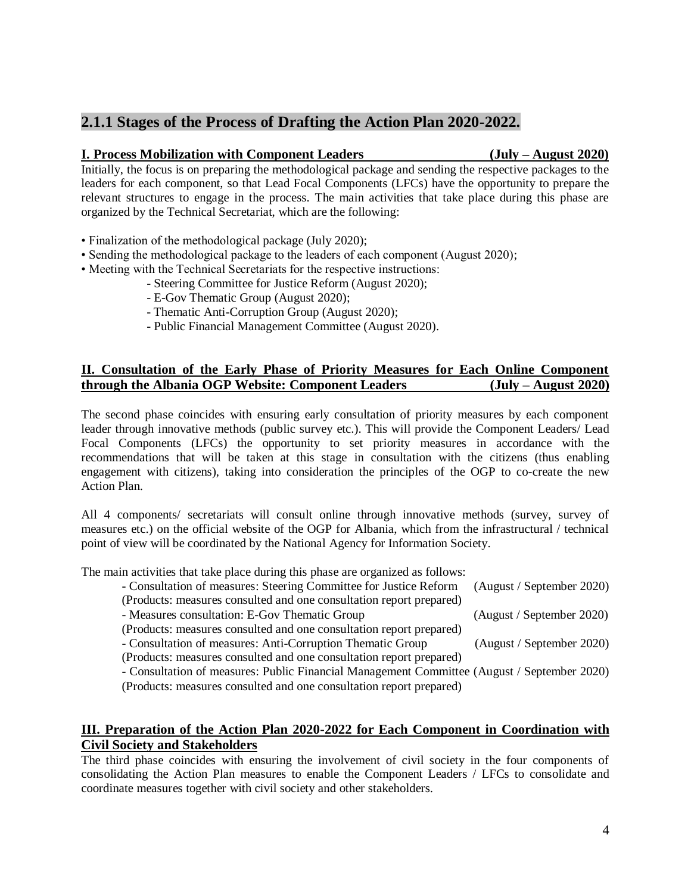## 2.1.1 Stages of the Process of Drafting the Action Plan 2020-2022.

**I. Process Mobilization with Component Leaders (July – August 2020)**

Initially, the focus is on preparing the methodological package and sending the respective packages to the leaders for each component, so that Lead Focal Components (LFCs) have the opportunity to prepare the relevant structures to engage in the process. The main activities that take place during this phase are organized by the Technical Secretariat, which are the following:

- Finalization of the methodological package (July 2020);
- Sending the methodological package to the leaders of each component (August 2020);
- Meeting with the Technical Secretariats for the respective instructions:
    - Steering Committee for Justice Reform (August 2020);
    - E-Gov Thematic Group (August 2020);
    - Thematic Anti-Corruption Group (August 2020);
    - Public Financial Management Committee (August 2020).

**II. Consultation of the Early Phase of Priority Measures for Each Online Component through the Albania OGP Website: Component Leaders (July – August 2020)**

The second phase coincides with ensuring early consultation of priority measures by each component leader through innovative methods (public survey etc.). This will provide the Component Leaders/ Lead Focal Components (LFCs) the opportunity to set priority measures in accordance with the recommendations that will be taken at this stage in consultation with the citizens (thus enabling engagement with citizens), taking into consideration the principles of the OGP to co-create the new Action Plan.

All 4 components/ secretariats will consult online through innovative methods (survey, survey of measures etc.) on the official website of the OGP for Albania, which from the infrastructural / technical point of view will be coordinated by the National Agency for Information Society.

The main activities that take place during this phase are organized as follows:

- Consultation of measures: Steering Committee for Justice Reform (August / September 2020)
  (Products: measures consulted and one consultation report prepared)
- Measures consultation: E-Gov Thematic Group (August / September 2020)
  (Products: measures consulted and one consultation report prepared)
- Consultation of measures: Anti-Corruption Thematic Group (August / September 2020)
  (Products: measures consulted and one consultation report prepared)
- Consultation of measures: Public Financial Management Committee (August / September 2020)
  (Products: measures consulted and one consultation report prepared)

**III. Preparation of the Action Plan 2020-2022 for Each Component in Coordination with Civil Society and Stakeholders**

The third phase coincides with ensuring the involvement of civil society in the four components of consolidating the Action Plan measures to enable the Component Leaders / LFCs to consolidate and coordinate measures together with civil society and other stakeholders.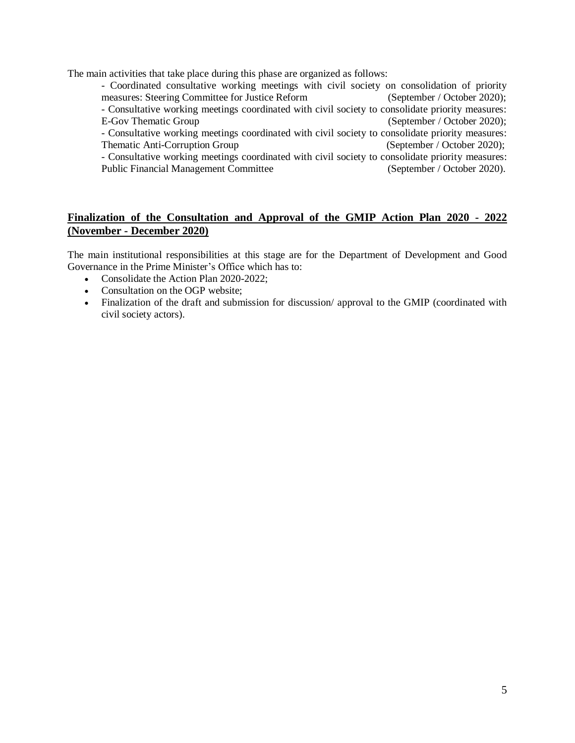The main activities that take place during this phase are organized as follows:

- Coordinated consultative working meetings with civil society on consolidation of priority measures: Steering Committee for Justice Reform (September / October 2020);
- Consultative working meetings coordinated with civil society to consolidate priority measures: E-Gov Thematic Group (September / October 2020);
- Consultative working meetings coordinated with civil society to consolidate priority measures: Thematic Anti-Corruption Group (September / October 2020);
- Consultative working meetings coordinated with civil society to consolidate priority measures: Public Financial Management Committee (September / October 2020).

**Finalization of the Consultation and Approval of the GMIP Action Plan 2020 - 2022 (November - December 2020)**

The main institutional responsibilities at this stage are for the Department of Development and Good Governance in the Prime Minister's Office which has to:

- Consolidate the Action Plan 2020-2022;
- Consultation on the OGP website;
- Finalization of the draft and submission for discussion/ approval to the GMIP (coordinated with civil society actors).